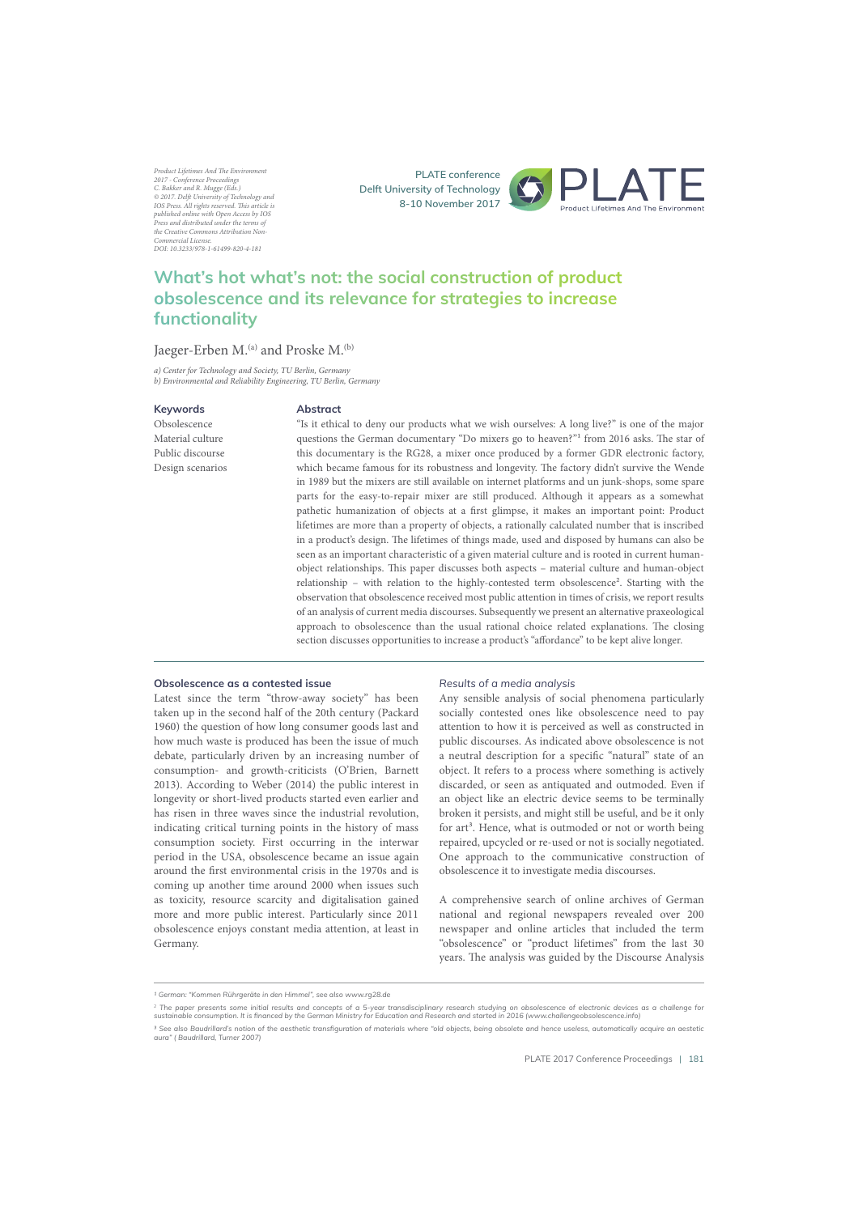Product Lifetimes And The Environment 2017 - Conference Proceedings
C. Bakker and R. Mugge (Eds.)
© 2017. Delft University of Technology and IOS Press. All rights reserved. This article is published online with Open Access by IOS Press and distributed under the terms of the Creative Commons Attribution Non-Commercial License.
DOI: 10.3233/978-1-61499-820-4-181

PLATE conference
Delft University of Technology
8-10 November 2017

# What's hot what's not: the social construction of product obsolescence and its relevance for strategies to increase functionality

Jaeger-Erben M.[(a)] and Proske M.[(b)]

*a) Center for Technology and Society, TU Berlin, Germany*
*b) Environmental and Reliability Engineering, TU Berlin, Germany*

**Keywords**

Obsolescence
Material culture
Public discourse
Design scenarios

**Abstract**

"Is it ethical to deny our products what we wish ourselves: A long live?" is one of the major questions the German documentary "Do mixers go to heaven?"[1] from 2016 asks. The star of this documentary is the RG28, a mixer once produced by a former GDR electronic factory, which became famous for its robustness and longevity. The factory didn't survive the Wende in 1989 but the mixers are still available on internet platforms and un junk-shops, some spare parts for the easy-to-repair mixer are still produced. Although it appears as a somewhat pathetic humanization of objects at a first glimpse, it makes an important point: Product lifetimes are more than a property of objects, a rationally calculated number that is inscribed in a product's design. The lifetimes of things made, used and disposed by humans can also be seen as an important characteristic of a given material culture and is rooted in current human-object relationships. This paper discusses both aspects – material culture and human-object relationship – with relation to the highly-contested term obsolescence[2]. Starting with the observation that obsolescence received most public attention in times of crisis, we report results of an analysis of current media discourses. Subsequently we present an alternative praxeological approach to obsolescence than the usual rational choice related explanations. The closing section discusses opportunities to increase a product's "affordance" to be kept alive longer.

## Obsolescence as a contested issue

Latest since the term "throw-away society" has been taken up in the second half of the 20th century (Packard 1960) the question of how long consumer goods last and how much waste is produced has been the issue of much debate, particularly driven by an increasing number of consumption- and growth-criticists (O'Brien, Barnett 2013). According to Weber (2014) the public interest in longevity or short-lived products started even earlier and has risen in three waves since the industrial revolution, indicating critical turning points in the history of mass consumption society. First occurring in the interwar period in the USA, obsolescence became an issue again around the first environmental crisis in the 1970s and is coming up another time around 2000 when issues such as toxicity, resource scarcity and digitalisation gained more and more public interest. Particularly since 2011 obsolescence enjoys constant media attention, at least in Germany.

### *Results of a media analysis*

Any sensible analysis of social phenomena particularly socially contested ones like obsolescence need to pay attention to how it is perceived as well as constructed in public discourses. As indicated above obsolescence is not a neutral description for a specific "natural" state of an object. It refers to a process where something is actively discarded, or seen as antiquated and outmoded. Even if an object like an electric device seems to be terminally broken it persists, and might still be useful, and be it only for art[3]. Hence, what is outmoded or not or worth being repaired, upcycled or re-used or not is socially negotiated. One approach to the communicative construction of obsolescence it to investigate media discourses.

A comprehensive search of online archives of German national and regional newspapers revealed over 200 newspaper and online articles that included the term "obsolescence" or "product lifetimes" from the last 30 years. The analysis was guided by the Discourse Analysis

---

[1] German: "Kommen Rührgeräte in den Himmel", see also www.rg28.de

[2] The paper presents some initial results and concepts of a 5-year transdisciplinary research studying an obsolescence of electronic devices as a challenge for sustainable consumption. It is financed by the German Ministry for Education and Research and started in 2016 (www.challengeobsolescence.info)

[3] See also Baudrillard's notion of the aesthetic transfiguration of materials where "old objects, being obsolete and hence useless, automatically acquire an aestetic aura" ( Baudrillard, Turner 2007)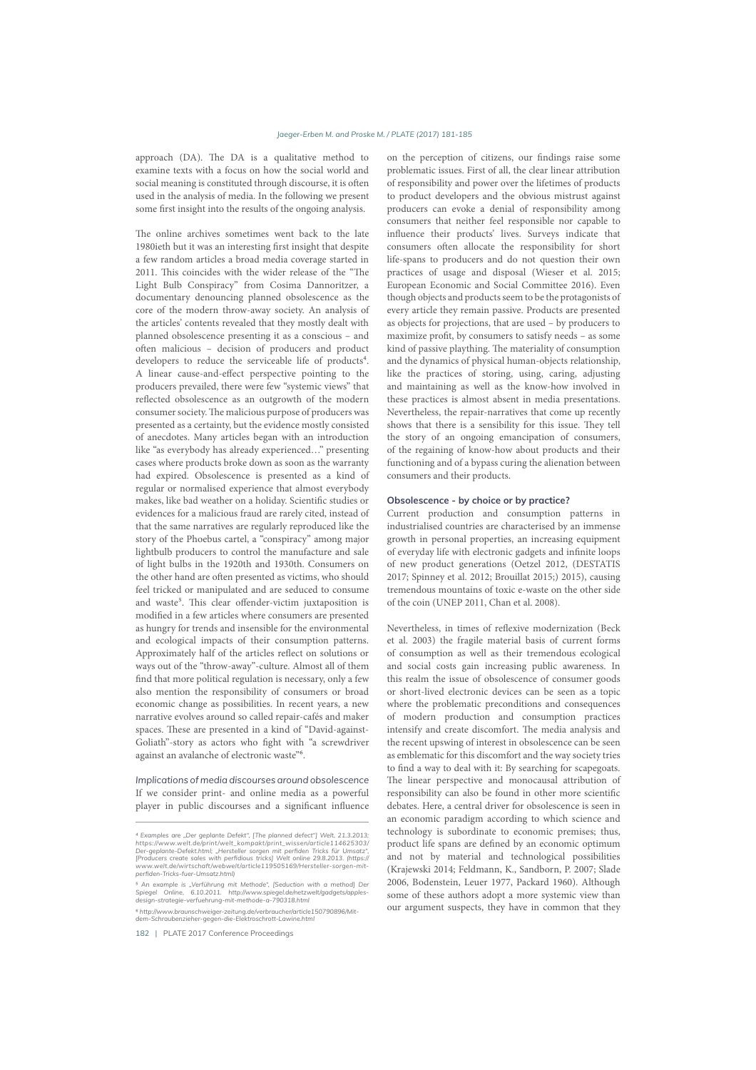approach (DA). The DA is a qualitative method to examine texts with a focus on how the social world and social meaning is constituted through discourse, it is often used in the analysis of media. In the following we present some first insight into the results of the ongoing analysis.

The online archives sometimes went back to the late 1980ieth but it was an interesting first insight that despite a few random articles a broad media coverage started in 2011. This coincides with the wider release of the "The Light Bulb Conspiracy" from Cosima Dannoritzer, a documentary denouncing planned obsolescence as the core of the modern throw-away society. An analysis of the articles' contents revealed that they mostly dealt with planned obsolescence presenting it as a conscious – and often malicious – decision of producers and product developers to reduce the serviceable life of products[4]. A linear cause-and-effect perspective pointing to the producers prevailed, there were few "systemic views" that reflected obsolescence as an outgrowth of the modern consumer society. The malicious purpose of producers was presented as a certainty, but the evidence mostly consisted of anecdotes. Many articles began with an introduction like "as everybody has already experienced…" presenting cases where products broke down as soon as the warranty had expired. Obsolescence is presented as a kind of regular or normalised experience that almost everybody makes, like bad weather on a holiday. Scientific studies or evidences for a malicious fraud are rarely cited, instead of that the same narratives are regularly reproduced like the story of the Phoebus cartel, a "conspiracy" among major lightbulb producers to control the manufacture and sale of light bulbs in the 1920th and 1930th. Consumers on the other hand are often presented as victims, who should feel tricked or manipulated and are seduced to consume and waste[5]. This clear offender-victim juxtaposition is modified in a few articles where consumers are presented as hungry for trends and insensible for the environmental and ecological impacts of their consumption patterns. Approximately half of the articles reflect on solutions or ways out of the "throw-away"-culture. Almost all of them find that more political regulation is necessary, only a few also mention the responsibility of consumers or broad economic change as possibilities. In recent years, a new narrative evolves around so called repair-cafés and maker spaces. These are presented in a kind of "David-against-Goliath"-story as actors who fight with "a screwdriver against an avalanche of electronic waste"[6].

*Implications of media discourses around obsolescence*

If we consider print- and online media as a powerful player in public discourses and a significant influence on the perception of citizens, our findings raise some problematic issues. First of all, the clear linear attribution of responsibility and power over the lifetimes of products to product developers and the obvious mistrust against producers can evoke a denial of responsibility among consumers that neither feel responsible nor capable to influence their products' lives. Surveys indicate that consumers often allocate the responsibility for short life-spans to producers and do not question their own practices of usage and disposal (Wieser et al. 2015; European Economic and Social Committee 2016). Even though objects and products seem to be the protagonists of every article they remain passive. Products are presented as objects for projections, that are used – by producers to maximize profit, by consumers to satisfy needs – as some kind of passive plaything. The materiality of consumption and the dynamics of physical human-objects relationship, like the practices of storing, using, caring, adjusting and maintaining as well as the know-how involved in these practices is almost absent in media presentations. Nevertheless, the repair-narratives that come up recently shows that there is a sensibility for this issue. They tell the story of an ongoing emancipation of consumers, of the regaining of know-how about products and their functioning and of a bypass curing the alienation between consumers and their products.

### Obsolescence - by choice or by practice?

Current production and consumption patterns in industrialised countries are characterised by an immense growth in personal properties, an increasing equipment of everyday life with electronic gadgets and infinite loops of new product generations (Oetzel 2012, (DESTATIS 2017; Spinney et al. 2012; Brouillat 2015;) 2015), causing tremendous mountains of toxic e-waste on the other side of the coin (UNEP 2011, Chan et al. 2008).

Nevertheless, in times of reflexive modernization (Beck et al. 2003) the fragile material basis of current forms of consumption as well as their tremendous ecological and social costs gain increasing public awareness. In this realm the issue of obsolescence of consumer goods or short-lived electronic devices can be seen as a topic where the problematic preconditions and consequences of modern production and consumption practices intensify and create discomfort. The media analysis and the recent upswing of interest in obsolescence can be seen as emblematic for this discomfort and the way society tries to find a way to deal with it: By searching for scapegoats. The linear perspective and monocausal attribution of responsibility can also be found in other more scientific debates. Here, a central driver for obsolescence is seen in an economic paradigm according to which science and technology is subordinate to economic premises; thus, product life spans are defined by an economic optimum and not by material and technological possibilities (Krajewski 2014; Feldmann, K., Sandborn, P. 2007; Slade 2006, Bodenstein, Leuer 1977, Packard 1960). Although some of these authors adopt a more systemic view than our argument suspects, they have in common that they

---

[4] *Examples are „Der geplante Defekt", [The planned defect"] Welt, 21.3.2013; https://www.welt.de/print/welt_kompakt/print_wissen/article114625303/Der-geplante-Defekt.html; „Hersteller sorgen mit perfiden Tricks für Umsatz", [Producers create sales with perfidious tricks] Welt online 29.8.2013. (https://www.welt.de/wirtschaft/webwelt/article119505169/Hersteller-sorgen-mit-perfiden-Tricks-fuer-Umsatz.html)*

[5] *An example is „Verführung mit Methode", [Seduction with a method] Der Spiegel Online, 6.10.2011. http://www.spiegel.de/netzwelt/gadgets/apples-design-strategie-verfuehrung-mit-methode-a-790318.html*

[6] *http://www.braunschweiger-zeitung.de/verbraucher/article150790896/Mit-dem-Schraubenzieher-gegen-die-Elektroschrott-Lawine.html*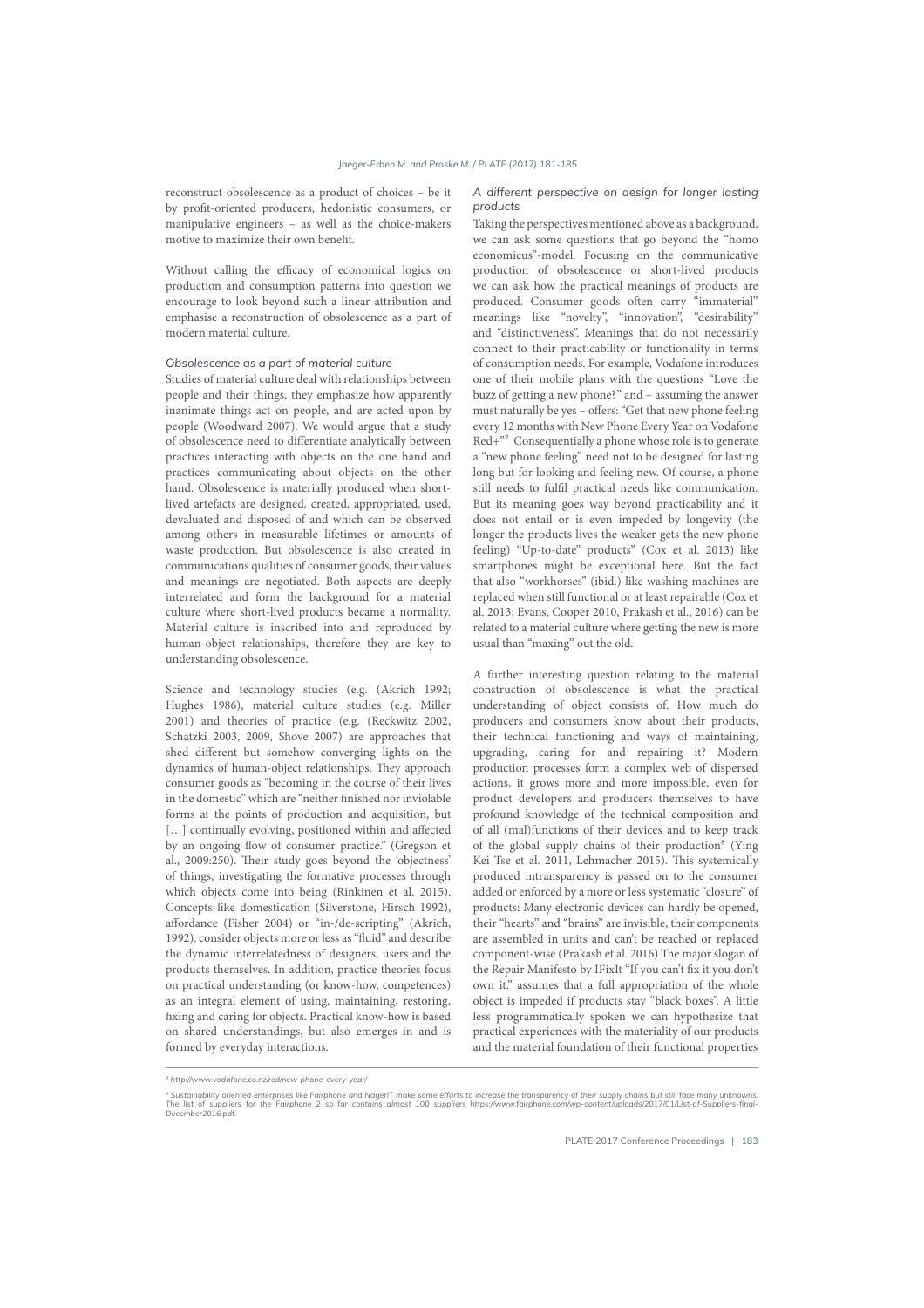reconstruct obsolescence as a product of choices – be it by profit-oriented producers, hedonistic consumers, or manipulative engineers – as well as the choice-makers motive to maximize their own benefit.

Without calling the efficacy of economical logics on production and consumption patterns into question we encourage to look beyond such a linear attribution and emphasise a reconstruction of obsolescence as a part of modern material culture.

### *Obsolescence as a part of material culture*

Studies of material culture deal with relationships between people and their things, they emphasize how apparently inanimate things act on people, and are acted upon by people (Woodward 2007). We would argue that a study of obsolescence need to differentiate analytically between practices interacting with objects on the one hand and practices communicating about objects on the other hand. Obsolescence is materially produced when short-lived artefacts are designed, created, appropriated, used, devaluated and disposed of and which can be observed among others in measurable lifetimes or amounts of waste production. But obsolescence is also created in communications qualities of consumer goods, their values and meanings are negotiated. Both aspects are deeply interrelated and form the background for a material culture where short-lived products became a normality. Material culture is inscribed into and reproduced by human-object relationships, therefore they are key to understanding obsolescence.

Science and technology studies (e.g. (Akrich 1992; Hughes 1986), material culture studies (e.g. Miller 2001) and theories of practice (e.g. (Reckwitz 2002, Schatzki 2003, 2009, Shove 2007) are approaches that shed different but somehow converging lights on the dynamics of human-object relationships. They approach consumer goods as "becoming in the course of their lives in the domestic" which are "neither finished nor inviolable forms at the points of production and acquisition, but [...] continually evolving, positioned within and affected by an ongoing flow of consumer practice." (Gregson et al., 2009:250). Their study goes beyond the 'objectness' of things, investigating the formative processes through which objects come into being (Rinkinen et al. 2015). Concepts like domestication (Silverstone, Hirsch 1992), affordance (Fisher 2004) or "in-/de-scripting" (Akrich, 1992). consider objects more or less as "fluid" and describe the dynamic interrelatedness of designers, users and the products themselves. In addition, practice theories focus on practical understanding (or know-how, competences) as an integral element of using, maintaining, restoring, fixing and caring for objects. Practical know-how is based on shared understandings, but also emerges in and is formed by everyday interactions.

### *A different perspective on design for longer lasting products*

Taking the perspectives mentioned above as a background, we can ask some questions that go beyond the "homo economicus"-model. Focusing on the communicative production of obsolescence or short-lived products we can ask how the practical meanings of products are produced. Consumer goods often carry "immaterial" meanings like "novelty", "innovation", "desirability" and "distinctiveness". Meanings that do not necessarily connect to their practicability or functionality in terms of consumption needs. For example, Vodafone introduces one of their mobile plans with the questions "Love the buzz of getting a new phone?" and – assuming the answer must naturally be yes – offers: "Get that new phone feeling every 12 months with New Phone Every Year on Vodafone Red+"[7] Consequentially a phone whose role is to generate a "new phone feeling" need not to be designed for lasting long but for looking and feeling new. Of course, a phone still needs to fulfil practical needs like communication. But its meaning goes way beyond practicability and it does not entail or is even impeded by longevity (the longer the products lives the weaker gets the new phone feeling) "Up-to-date" products" (Cox et al. 2013) like smartphones might be exceptional here. But the fact that also "workhorses" (ibid.) like washing machines are replaced when still functional or at least repairable (Cox et al. 2013; Evans, Cooper 2010, Prakash et al., 2016) can be related to a material culture where getting the new is more usual than "maxing" out the old.

A further interesting question relating to the material construction of obsolescence is what the practical understanding of object consists of. How much do producers and consumers know about their products, their technical functioning and ways of maintaining, upgrading, caring for and repairing it? Modern production processes form a complex web of dispersed actions, it grows more and more impossible, even for product developers and producers themselves to have profound knowledge of the technical composition and of all (mal)functions of their devices and to keep track of the global supply chains of their production[8] (Ying Kei Tse et al. 2011, Lehmacher 2015). This systemically produced intransparency is passed on to the consumer added or enforced by a more or less systematic "closure" of products: Many electronic devices can hardly be opened, their "hearts" and "brains" are invisible, their components are assembled in units and can't be reached or replaced component-wise (Prakash et al. 2016) The major slogan of the Repair Manifesto by IFixIt "If you can't fix it you don't own it." assumes that a full appropriation of the whole object is impeded if products stay "black boxes". A little less programmatically spoken we can hypothesize that practical experiences with the materiality of our products and the material foundation of their functional properties

---

[7] http://www.vodafone.co.nz/red/new-phone-every-year/

[8] Sustainability oriented enterprises like Fairphone and NagerIT make some efforts to increase the transparency of their supply chains but still face many unknowns. The list of suppliers for the Fairphone 2 so far contains almost 100 suppliers https://www.fairphone.com/wp-content/uploads/2017/01/List-of-Suppliers-final-December2016.pdf.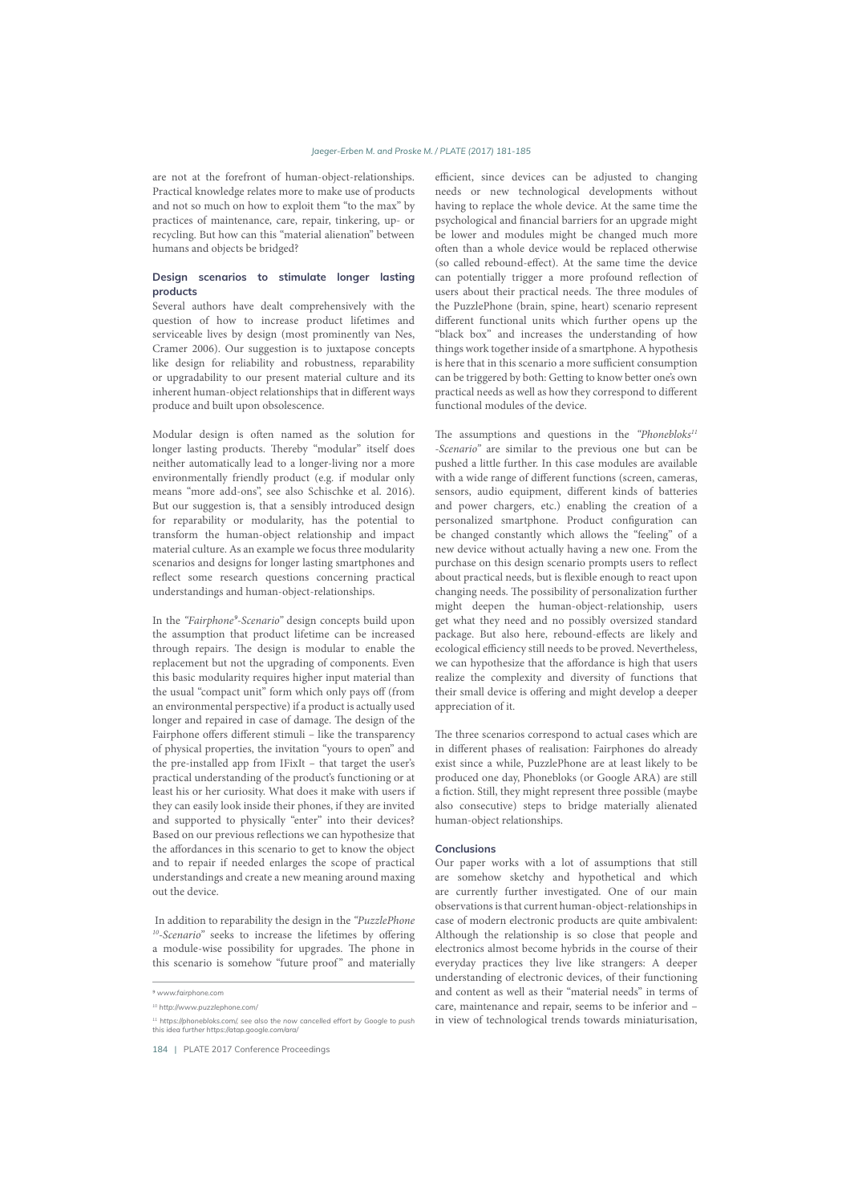are not at the forefront of human-object-relationships. Practical knowledge relates more to make use of products and not so much on how to exploit them "to the max" by practices of maintenance, care, repair, tinkering, up- or recycling. But how can this "material alienation" between humans and objects be bridged?

### Design scenarios to stimulate longer lasting products

Several authors have dealt comprehensively with the question of how to increase product lifetimes and serviceable lives by design (most prominently van Nes, Cramer 2006). Our suggestion is to juxtapose concepts like design for reliability and robustness, reparability or upgradability to our present material culture and its inherent human-object relationships that in different ways produce and built upon obsolescence.

Modular design is often named as the solution for longer lasting products. Thereby "modular" itself does neither automatically lead to a longer-living nor a more environmentally friendly product (e.g. if modular only means "more add-ons", see also Schischke et al. 2016). But our suggestion is, that a sensibly introduced design for reparability or modularity, has the potential to transform the human-object relationship and impact material culture. As an example we focus three modularity scenarios and designs for longer lasting smartphones and reflect some research questions concerning practical understandings and human-object-relationships.

In the *"Fairphone[9]-Scenario"* design concepts build upon the assumption that product lifetime can be increased through repairs. The design is modular to enable the replacement but not the upgrading of components. Even this basic modularity requires higher input material than the usual "compact unit" form which only pays off (from an environmental perspective) if a product is actually used longer and repaired in case of damage. The design of the Fairphone offers different stimuli – like the transparency of physical properties, the invitation "yours to open" and the pre-installed app from IFixIt – that target the user's practical understanding of the product's functioning or at least his or her curiosity. What does it make with users if they can easily look inside their phones, if they are invited and supported to physically "enter" into their devices? Based on our previous reflections we can hypothesize that the affordances in this scenario to get to know the object and to repair if needed enlarges the scope of practical understandings and create a new meaning around maxing out the device.

In addition to reparability the design in the *"PuzzlePhone[10]-Scenario"* seeks to increase the lifetimes by offering a module-wise possibility for upgrades. The phone in this scenario is somehow "future proof" and materially efficient, since devices can be adjusted to changing needs or new technological developments without having to replace the whole device. At the same time the psychological and financial barriers for an upgrade might be lower and modules might be changed much more often than a whole device would be replaced otherwise (so called rebound-effect). At the same time the device can potentially trigger a more profound reflection of users about their practical needs. The three modules of the PuzzlePhone (brain, spine, heart) scenario represent different functional units which further opens up the "black box" and increases the understanding of how things work together inside of a smartphone. A hypothesis is here that in this scenario a more sufficient consumption can be triggered by both: Getting to know better one's own practical needs as well as how they correspond to different functional modules of the device.

The assumptions and questions in the *"Phonebloks[11]-Scenario"* are similar to the previous one but can be pushed a little further. In this case modules are available with a wide range of different functions (screen, cameras, sensors, audio equipment, different kinds of batteries and power chargers, etc.) enabling the creation of a personalized smartphone. Product configuration can be changed constantly which allows the "feeling" of a new device without actually having a new one. From the purchase on this design scenario prompts users to reflect about practical needs, but is flexible enough to react upon changing needs. The possibility of personalization further might deepen the human-object-relationship, users get what they need and no possibly oversized standard package. But also here, rebound-effects are likely and ecological efficiency still needs to be proved. Nevertheless, we can hypothesize that the affordance is high that users realize the complexity and diversity of functions that their small device is offering and might develop a deeper appreciation of it.

The three scenarios correspond to actual cases which are in different phases of realisation: Fairphones do already exist since a while, PuzzlePhone are at least likely to be produced one day, Phonebloks (or Google ARA) are still a fiction. Still, they might represent three possible (maybe also consecutive) steps to bridge materially alienated human-object relationships.

### Conclusions

Our paper works with a lot of assumptions that still are somehow sketchy and hypothetical and which are currently further investigated. One of our main observations is that current human-object-relationships in case of modern electronic products are quite ambivalent: Although the relationship is so close that people and electronics almost become hybrids in the course of their everyday practices they live like strangers: A deeper understanding of electronic devices, of their functioning and content as well as their "material needs" in terms of care, maintenance and repair, seems to be inferior and – in view of technological trends towards miniaturisation,

---

[9] www.fairphone.com

[10] http://www.puzzlephone.com/

[11] https://phonebloks.com/, see also the now cancelled effort by Google to push this idea further https://atap.google.com/ara/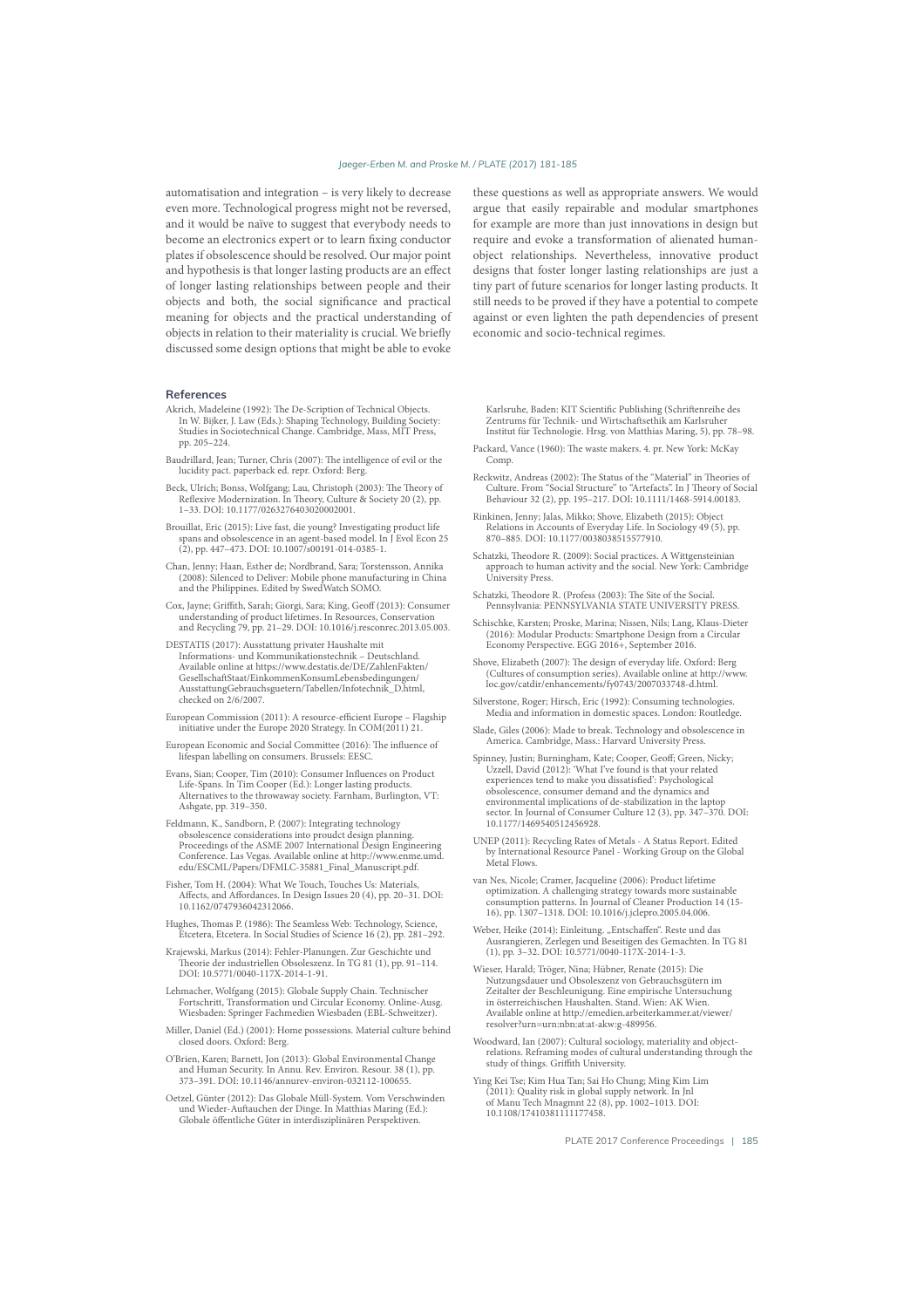automatisation and integration – is very likely to decrease even more. Technological progress might not be reversed, and it would be naïve to suggest that everybody needs to become an electronics expert or to learn fixing conductor plates if obsolescence should be resolved. Our major point and hypothesis is that longer lasting products are an effect of longer lasting relationships between people and their objects and both, the social significance and practical meaning for objects and the practical understanding of objects in relation to their materiality is crucial. We briefly discussed some design options that might be able to evoke these questions as well as appropriate answers. We would argue that easily repairable and modular smartphones for example are more than just innovations in design but require and evoke a transformation of alienated human-object relationships. Nevertheless, innovative product designs that foster longer lasting relationships are just a tiny part of future scenarios for longer lasting products. It still needs to be proved if they have a potential to compete against or even lighten the path dependencies of present economic and socio-technical regimes.

## References

Akrich, Madeleine (1992): The De-Scription of Technical Objects. In W. Bijker, J. Law (Eds.): Shaping Technology, Building Society: Studies in Sociotechnical Change. Cambridge, Mass, MIT Press, pp. 205–224.

Baudrillard, Jean; Turner, Chris (2007): The intelligence of evil or the lucidity pact. paperback ed. repr. Oxford: Berg.

Beck, Ulrich; Bonss, Wolfgang; Lau, Christoph (2003): The Theory of Reflexive Modernization. In Theory, Culture & Society 20 (2), pp. 1–33. DOI: 10.1177/0263276403020002001.

Brouillat, Eric (2015): Live fast, die young? Investigating product life spans and obsolescence in an agent-based model. In J Evol Econ 25 (2), pp. 447–473. DOI: 10.1007/s00191-014-0385-1.

Chan, Jenny; Haan, Esther de; Nordbrand, Sara; Torstensson, Annika (2008): Silenced to Deliver: Mobile phone manufacturing in China and the Philippines. Edited by SwedWatch SOMO.

Cox, Jayne; Griffith, Sarah; Giorgi, Sara; King, Geoff (2013): Consumer understanding of product lifetimes. In Resources, Conservation and Recycling 79, pp. 21–29. DOI: 10.1016/j.resconrec.2013.05.003.

DESTATIS (2017): Ausstattung privater Haushalte mit Informations- und Kommunikationstechnik – Deutschland. Available online at https://www.destatis.de/DE/ZahlenFakten/GesellschaftStaat/EinkommenKonsumLebensbedingungen/AusstattungGebrauchsguetern/Tabellen/Infotechnik_D.html, checked on 2/6/2007.

European Commission (2011): A resource-efficient Europe – Flagship initiative under the Europe 2020 Strategy. In COM(2011) 21.

European Economic and Social Committee (2016): The influence of lifespan labelling on consumers. Brussels: EESC.

Evans, Sian; Cooper, Tim (2010): Consumer Influences on Product Life-Spans. In Tim Cooper (Ed.): Longer lasting products. Alternatives to the throwaway society. Farnham, Burlington, VT: Ashgate, pp. 319–350.

Feldmann, K., Sandborn, P. (2007): Integrating technology obsolescence considerations into proudct design planning. Proceedings of the ASME 2007 International Design Engineering Conference. Las Vegas. Available online at http://www.enme.umd.edu/ESCML/Papers/DFMLC-35881_Final_Manuscript.pdf.

Fisher, Tom H. (2004): What We Touch, Touches Us: Materials, Affects, and Affordances. In Design Issues 20 (4), pp. 20–31. DOI: 10.1162/0747936042312066.

Hughes, Thomas P. (1986): The Seamless Web: Technology, Science, Etcetera, Etcetera. In Social Studies of Science 16 (2), pp. 281–292.

Krajewski, Markus (2014): Fehler-Planungen. Zur Geschichte und Theorie der industriellen Obsoleszenz. In TG 81 (1), pp. 91–114. DOI: 10.5771/0040-117X-2014-1-91.

Lehmacher, Wolfgang (2015): Globale Supply Chain. Technischer Fortschritt, Transformation und Circular Economy. Online-Ausg. Wiesbaden: Springer Fachmedien Wiesbaden (EBL-Schweitzer).

Miller, Daniel (Ed.) (2001): Home possessions. Material culture behind closed doors. Oxford: Berg.

O'Brien, Karen; Barnett, Jon (2013): Global Environmental Change and Human Security. In Annu. Rev. Environ. Resour. 38 (1), pp. 373–391. DOI: 10.1146/annurev-environ-032112-100655.

Oetzel, Günter (2012): Das Globale Müll-System. Vom Verschwinden und Wieder-Auftauchen der Dinge. In Matthias Maring (Ed.): Globale öffentliche Güter in interdisziplinären Perspektiven. Karlsruhe, Baden: KIT Scientific Publishing (Schriftenreihe des Zentrums für Technik- und Wirtschaftsethik am Karlsruher Institut für Technologie. Hrsg. von Matthias Maring, 5), pp. 78–98.

Packard, Vance (1960): The waste makers. 4. pr. New York: McKay Comp.

Reckwitz, Andreas (2002): The Status of the "Material" in Theories of Culture. From "Social Structure" to "Artefacts". In J Theory of Social Behaviour 32 (2), pp. 195–217. DOI: 10.1111/1468-5914.00183.

Rinkinen, Jenny; Jalas, Mikko; Shove, Elizabeth (2015): Object Relations in Accounts of Everyday Life. In Sociology 49 (5), pp. 870–885. DOI: 10.1177/0038038515577910.

Schatzki, Theodore R. (2009): Social practices. A Wittgensteinian approach to human activity and the social. New York: Cambridge University Press.

Schatzki, Theodore R. (Profess (2003): The Site of the Social. Pennsylvania: PENNSYLVANIA STATE UNIVERSITY PRESS.

Schischke, Karsten; Proske, Marina; Nissen, Nils; Lang, Klaus-Dieter (2016): Modular Products: Smartphone Design from a Circular Economy Perspective. EGG 2016+, September 2016.

Shove, Elizabeth (2007): The design of everyday life. Oxford: Berg (Cultures of consumption series). Available online at http://www.loc.gov/catdir/enhancements/fy0743/2007033748-d.html.

Silverstone, Roger; Hirsch, Eric (1992): Consuming technologies. Media and information in domestic spaces. London: Routledge.

Slade, Giles (2006): Made to break. Technology and obsolescence in America. Cambridge, Mass.: Harvard University Press.

Spinney, Justin; Burningham, Kate; Cooper, Geoff; Green, Nicky; Uzzell, David (2012): 'What I've found is that your related experiences tend to make you dissatisfied': Psychological obsolescence, consumer demand and the dynamics and environmental implications of de-stabilization in the laptop sector. In Journal of Consumer Culture 12 (3), pp. 347–370. DOI: 10.1177/1469540512456928.

UNEP (2011): Recycling Rates of Metals - A Status Report. Edited by International Resource Panel - Working Group on the Global Metal Flows.

van Nes, Nicole; Cramer, Jacqueline (2006): Product lifetime optimization. A challenging strategy towards more sustainable consumption patterns. In Journal of Cleaner Production 14 (15-16), pp. 1307–1318. DOI: 10.1016/j.jclepro.2005.04.006.

Weber, Heike (2014): Einleitung. „Entschaffen". Reste und das Ausrangieren, Zerlegen und Beseitigen des Gemachten. In TG 81 (1), pp. 3–32. DOI: 10.5771/0040-117X-2014-1-3.

Wieser, Harald; Tröger, Nina; Hübner, Renate (2015): Die Nutzungsdauer und Obsoleszenz von Gebrauchsgütern im Zeitalter der Beschleunigung. Eine empirische Untersuchung in österreichischen Haushalten. Stand. Wien: AK Wien. Available online at http://emedien.arbeiterkammer.at/viewer/resolver?urn=urn:nbn:at:at-akw:g-489956.

Woodward, Ian (2007): Cultural sociology, materiality and object-relations. Reframing modes of cultural understanding through the study of things. Griffith University.

Ying Kei Tse; Kim Hua Tan; Sai Ho Chung; Ming Kim Lim (2011): Quality risk in global supply network. In Jnl of Manu Tech Mnagmnt 22 (8), pp. 1002–1013. DOI: 10.1108/17410381111177458.